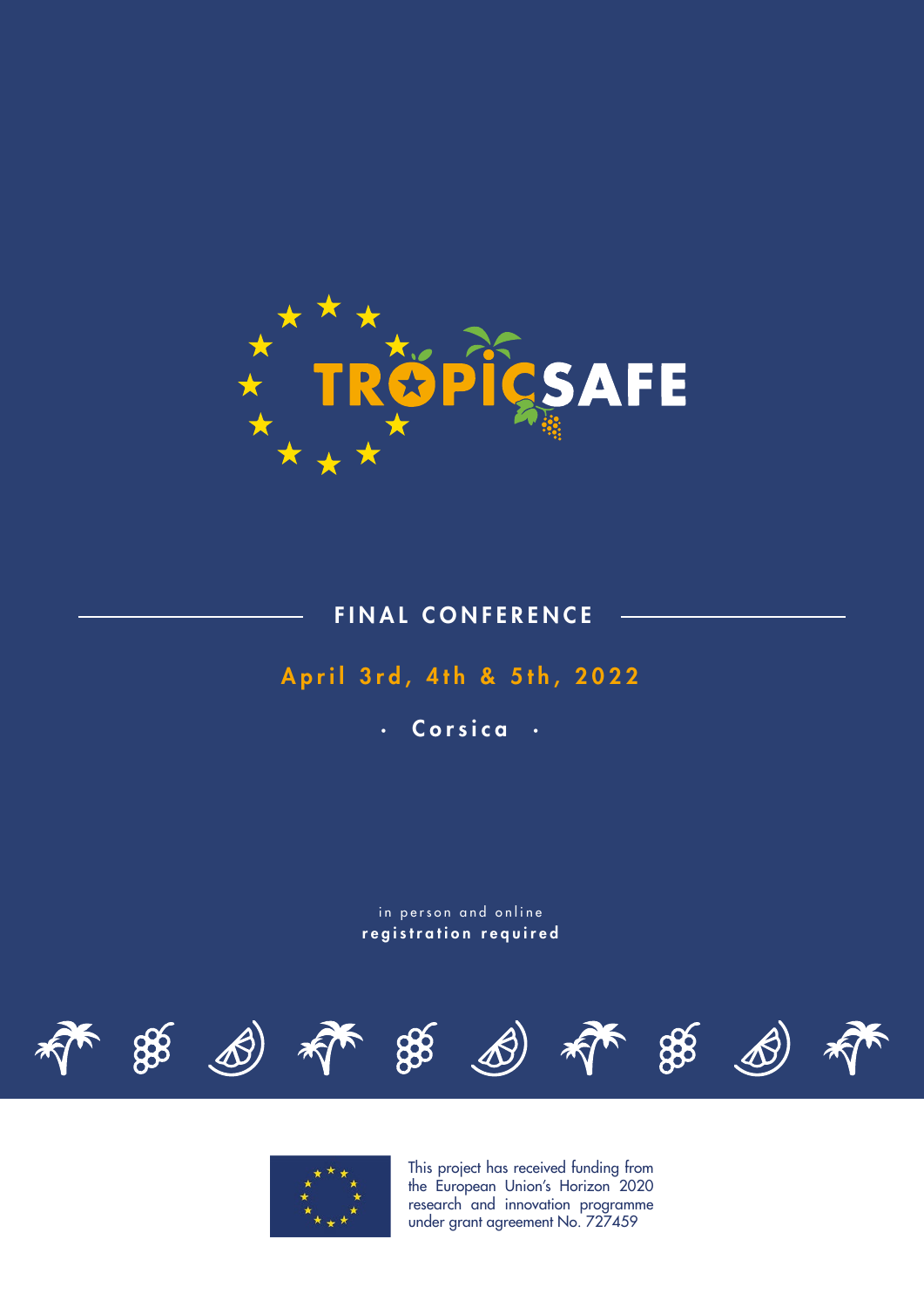# TROPICSAFE

## FINAL CONFERENCE

**April 3rd, 4th & 5th, 2022**

· **Corsica** ·

in person and online
**registration required**

This project has received funding from the European Union's Horizon 2020 research and innovation programme under grant agreement No. 727459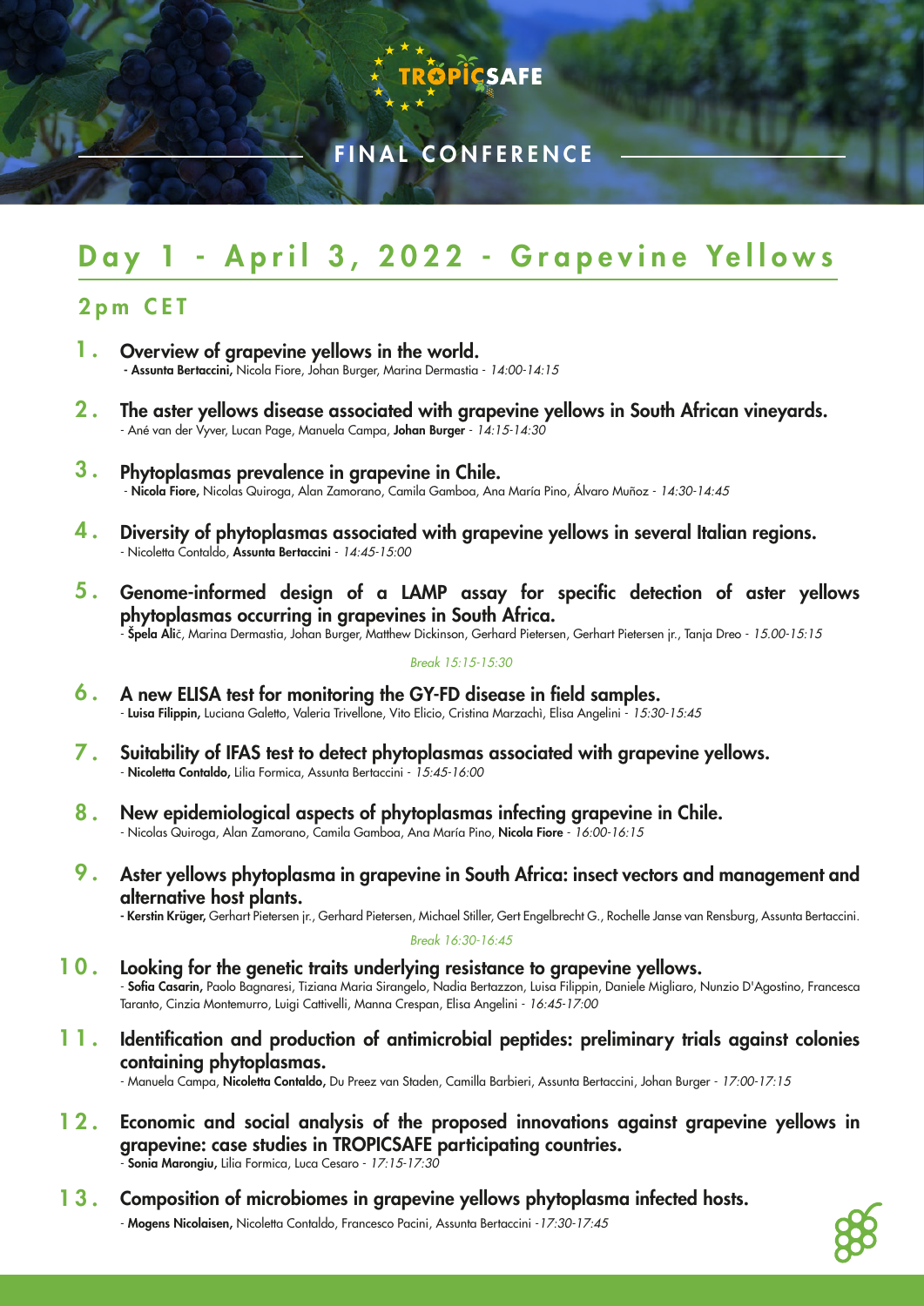TROPICSAFE

FINAL CONFERENCE

# Day 1 - April 3, 2022 - Grapevine Yellows

## 2pm CET

1. **Overview of grapevine yellows in the world.**
   - **Assunta Bertaccini,** Nicola Fiore, Johan Burger, Marina Dermastia - *14:00-14:15*

2. **The aster yellows disease associated with grapevine yellows in South African vineyards.**
   - Ané van der Vyver, Lucan Page, Manuela Campa, **Johan Burger** - *14:15-14:30*

3. **Phytoplasmas prevalence in grapevine in Chile.**
   - **Nicola Fiore,** Nicolas Quiroga, Alan Zamorano, Camila Gamboa, Ana María Pino, Álvaro Muñoz - *14:30-14:45*

4. **Diversity of phytoplasmas associated with grapevine yellows in several Italian regions.**
   - Nicoletta Contaldo, **Assunta Bertaccini** - *14:45-15:00*

5. **Genome-informed design of a LAMP assay for specific detection of aster yellows phytoplasmas occurring in grapevines in South Africa.**
   - **Špela Ali**č, Marina Dermastia, Johan Burger, Matthew Dickinson, Gerhard Pietersen, Gerhart Pietersen jr., Tanja Dreo - *15.00-15:15*

*Break 15:15-15:30*

6. **A new ELISA test for monitoring the GY-FD disease in field samples.**
   - **Luisa Filippin,** Luciana Galetto, Valeria Trivellone, Vito Elicio, Cristina Marzachì, Elisa Angelini - *15:30-15:45*

7. **Suitability of IFAS test to detect phytoplasmas associated with grapevine yellows.**
   - **Nicoletta Contaldo,** Lilia Formica, Assunta Bertaccini - *15:45-16:00*

8. **New epidemiological aspects of phytoplasmas infecting grapevine in Chile.**
   - Nicolas Quiroga, Alan Zamorano, Camila Gamboa, Ana María Pino, **Nicola Fiore** - *16:00-16:15*

9. **Aster yellows phytoplasma in grapevine in South Africa: insect vectors and management and alternative host plants.**
   - **Kerstin Krüger,** Gerhart Pietersen jr., Gerhard Pietersen, Michael Stiller, Gert Engelbrecht G., Rochelle Janse van Rensburg, Assunta Bertaccini.

*Break 16:30-16:45*

10. **Looking for the genetic traits underlying resistance to grapevine yellows.**
    - **Sofia Casarin,** Paolo Bagnaresi, Tiziana Maria Sirangelo, Nadia Bertazzon, Luisa Filippin, Daniele Migliaro, Nunzio D'Agostino, Francesca Taranto, Cinzia Montemurro, Luigi Cattivelli, Manna Crespan, Elisa Angelini - *16:45-17:00*

11. **Identification and production of antimicrobial peptides: preliminary trials against colonies containing phytoplasmas.**
    - Manuela Campa, **Nicoletta Contaldo,** Du Preez van Staden, Camilla Barbieri, Assunta Bertaccini, Johan Burger - *17:00-17:15*

12. **Economic and social analysis of the proposed innovations against grapevine yellows in grapevine: case studies in TROPICSAFE participating countries.**
    - **Sonia Marongiu,** Lilia Formica, Luca Cesaro - *17:15-17:30*

13. **Composition of microbiomes in grapevine yellows phytoplasma infected hosts.**
    - **Mogens Nicolaisen,** Nicoletta Contaldo, Francesco Pacini, Assunta Bertaccini -*17:30-17:45*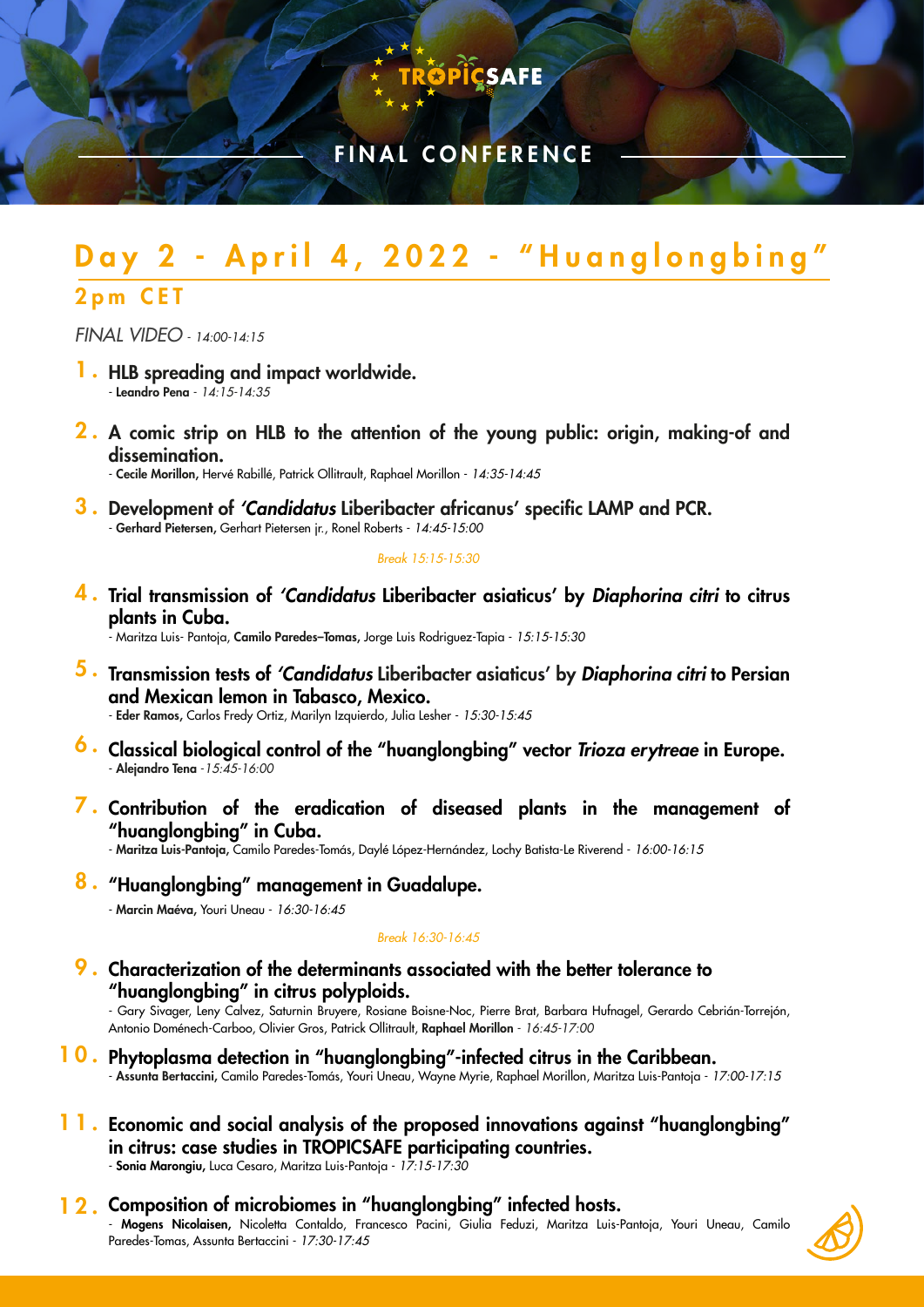TROPICSAFE

FINAL CONFERENCE

# Day 2 - April 4, 2022 - "Huanglongbing"

## 2pm CET

*FINAL VIDEO - 14:00-14:15*

1. **HLB spreading and impact worldwide.**
   - **Leandro Pena** - *14:15-14:35*

2. **A comic strip on HLB to the attention of the young public: origin, making-of and dissemination.**
   - **Cecile Morillon,** Hervé Rabillé, Patrick Ollitrault, Raphael Morillon - *14:35-14:45*

3. **Development of *'Candidatus* Liberibacter africanus' specific LAMP and PCR.**
   - **Gerhard Pietersen,** Gerhart Pietersen jr., Ronel Roberts - *14:45-15:00*

*Break 15:15-15:30*

4. **Trial transmission of *'Candidatus* Liberibacter asiaticus' by *Diaphorina citri* to citrus plants in Cuba.**
   - Maritza Luis- Pantoja, **Camilo Paredes–Tomas,** Jorge Luis Rodriguez-Tapia - *15:15-15:30*

5. **Transmission tests of *'Candidatus* Liberibacter asiaticus' by *Diaphorina citri* to Persian and Mexican lemon in Tabasco, Mexico.**
   - **Eder Ramos,** Carlos Fredy Ortiz, Marilyn Izquierdo, Julia Lesher - *15:30-15:45*

6. **Classical biological control of the "huanglongbing" vector *Trioza erytreae* in Europe.**
   - **Alejandro Tena** *-15:45-16:00*

7. **Contribution of the eradication of diseased plants in the management of "huanglongbing" in Cuba.**
   - **Maritza Luis-Pantoja,** Camilo Paredes-Tomás, Daylé López-Hernández, Lochy Batista-Le Riverend - *16:00-16:15*

8. **"Huanglongbing" management in Guadalupe.**
   - **Marcin Maéva,** Youri Uneau - *16:30-16:45*

*Break 16:30-16:45*

9. **Characterization of the determinants associated with the better tolerance to "huanglongbing" in citrus polyploids.**
   - Gary Sivager, Leny Calvez, Saturnin Bruyere, Rosiane Boisne-Noc, Pierre Brat, Barbara Hufnagel, Gerardo Cebrián-Torrejón, Antonio Doménech-Carboo, Olivier Gros, Patrick Ollitrault, **Raphael Morillon** - *16:45-17:00*

10. **Phytoplasma detection in "huanglongbing"-infected citrus in the Caribbean.**
    - **Assunta Bertaccini,** Camilo Paredes-Tomás, Youri Uneau, Wayne Myrie, Raphael Morillon, Maritza Luis-Pantoja - *17:00-17:15*

11. **Economic and social analysis of the proposed innovations against "huanglongbing" in citrus: case studies in TROPICSAFE participating countries.**
    - **Sonia Marongiu,** Luca Cesaro, Maritza Luis-Pantoja - *17:15-17:30*

12. **Composition of microbiomes in "huanglongbing" infected hosts.**
    - **Mogens Nicolaisen,** Nicoletta Contaldo, Francesco Pacini, Giulia Feduzi, Maritza Luis-Pantoja, Youri Uneau, Camilo Paredes-Tomas, Assunta Bertaccini - *17:30-17:45*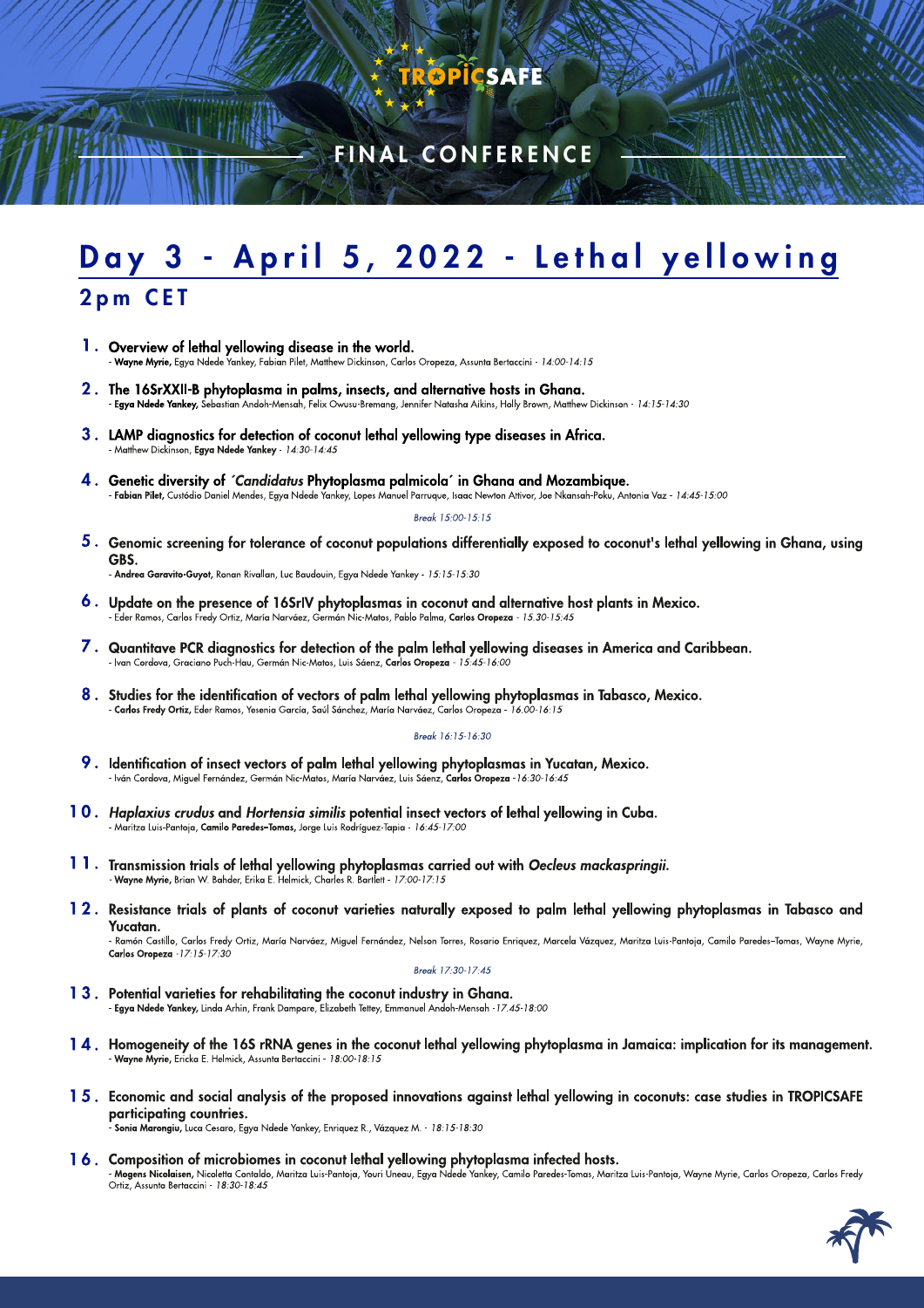TROPICSAFE

FINAL CONFERENCE

# Day 3 - April 5, 2022 - Lethal yellowing

## 2pm CET

1. **Overview of lethal yellowing disease in the world.**
   - **Wayne Myrie,** Egya Ndede Yankey, Fabian Pilet, Matthew Dickinson, Carlos Oropeza, Assunta Bertaccini - *14:00-14:15*

2. **The 16SrXXII-B phytoplasma in palms, insects, and alternative hosts in Ghana.**
   - **Egya Ndede Yankey,** Sebastian Andoh-Mensah, Felix Owusu-Bremang, Jennifer Natasha Aikins, Holly Brown, Matthew Dickinson - *14:15-14:30*

3. **LAMP diagnostics for detection of coconut lethal yellowing type diseases in Africa.**
   - Matthew Dickinson, **Egya Ndede Yankey** - *14:30-14:45*

4. **Genetic diversity of *´Candidatus* Phytoplasma palmicola´ in Ghana and Mozambique.**
   - **Fabian Pilet,** Custódio Daniel Mendes, Egya Ndede Yankey, Lopes Manuel Parruque, Isaac Newton Attivor, Joe Nkansah-Poku, Antonia Vaz - *14:45-15:00*

*Break 15:00-15:15*

5. **Genomic screening for tolerance of coconut populations differentially exposed to coconut's lethal yellowing in Ghana, using GBS.**
   - **Andrea Garavito-Guyot,** Ronan Rivallan, Luc Baudouin, Egya Ndede Yankey - *15:15-15:30*

6. **Update on the presence of 16SrIV phytoplasmas in coconut and alternative host plants in Mexico.**
   - Eder Ramos, Carlos Fredy Ortiz, María Narváez, Germán Nic-Matos, Pablo Palma, **Carlos Oropeza** - *15.30-15:45*

7. **Quantitave PCR diagnostics for detection of the palm lethal yellowing diseases in America and Caribbean.**
   - Ivan Cordova, Graciano Puch-Hau, Germán Nic-Matos, Luis Sáenz, **Carlos Oropeza** - *15:45-16:00*

8. **Studies for the identification of vectors of palm lethal yellowing phytoplasmas in Tabasco, Mexico.**
   - **Carlos Fredy Ortiz,** Eder Ramos, Yesenia García, Saúl Sánchez, María Narváez, Carlos Oropeza - *16.00-16:15*

*Break 16:15-16:30*

9. **Identification of insect vectors of palm lethal yellowing phytoplasmas in Yucatan, Mexico.**
   - Iván Cordova, Miguel Fernández, Germán Nic-Matos, María Narváez, Luis Sáenz, **Carlos Oropeza** *-16:30-16:45*

10. ***Haplaxius crudus* and *Hortensia similis* potential insect vectors of lethal yellowing in Cuba.**
    - Maritza Luis-Pantoja, **Camilo Paredes–Tomas,** Jorge Luis Rodríguez-Tapia - *16:45-17:00*

11. **Transmission trials of lethal yellowing phytoplasmas carried out with *Oecleus mackaspringii.***
    - **Wayne Myrie,** Brian W. Bahder, Erika E. Helmick, Charles R. Bartlett - *17:00-17:15*

12. **Resistance trials of plants of coconut varieties naturally exposed to palm lethal yellowing phytoplasmas in Tabasco and Yucatan.**
    - Ramón Castillo, Carlos Fredy Ortiz, María Narváez, Miguel Fernández, Nelson Torres, Rosario Enriquez, Marcela Vázquez, Maritza Luis-Pantoja, Camilo Paredes–Tomas, Wayne Myrie, **Carlos Oropeza** *-17:15-17:30*

*Break 17:30-17:45*

13. **Potential varieties for rehabilitating the coconut industry in Ghana.**
    - **Egya Ndede Yankey,** Linda Arhin, Frank Dampare, Elizabeth Tettey, Emmanuel Andoh-Mensah *-17.45-18:00*

14. **Homogeneity of the 16S rRNA genes in the coconut lethal yellowing phytoplasma in Jamaica: implication for its management.**
    - **Wayne Myrie,** Ericka E. Helmick, Assunta Bertaccini - *18:00-18:15*

15. **Economic and social analysis of the proposed innovations against lethal yellowing in coconuts: case studies in TROPICSAFE participating countries.**
    - **Sonia Marongiu,** Luca Cesaro, Egya Ndede Yankey, Enriquez R., Vázquez M. - *18:15-18:30*

16. **Composition of microbiomes in coconut lethal yellowing phytoplasma infected hosts.**
    - **Mogens Nicolaisen,** Nicoletta Contaldo, Maritza Luis-Pantoja, Youri Uneau, Egya Ndede Yankey, Camilo Paredes-Tomas, Maritza Luis-Pantoja, Wayne Myrie, Carlos Oropeza, Carlos Fredy Ortiz, Assunta Bertaccini - *18:30-18:45*